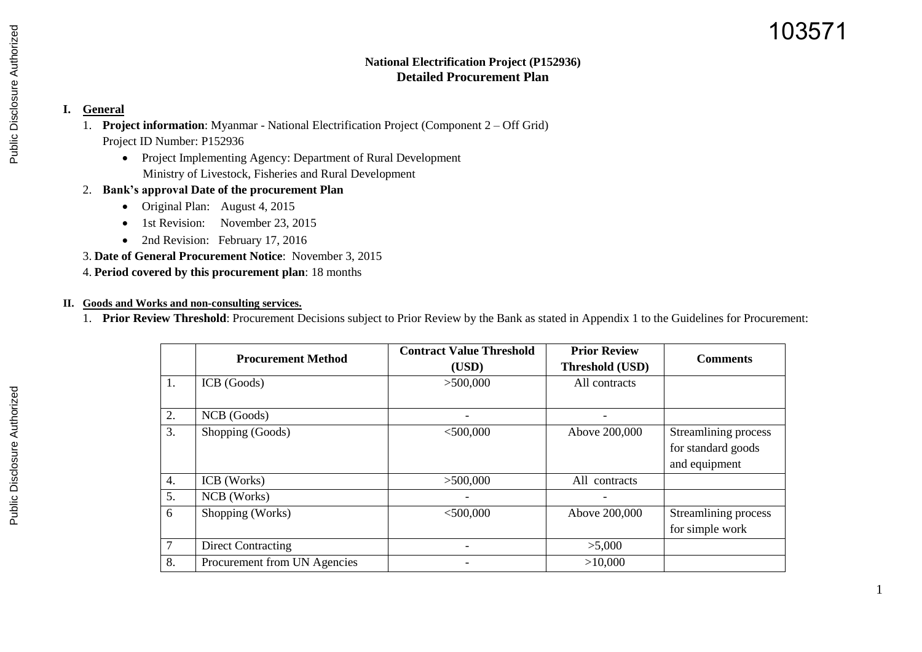103571

**National Electrification Project (P152936)**
**Detailed Procurement Plan**

## I. General

1. **Project information**: Myanmar - National Electrification Project (Component 2 – Off Grid)
   Project ID Number: P152936
   - Project Implementing Agency: Department of Rural Development
     Ministry of Livestock, Fisheries and Rural Development
2. **Bank's approval Date of the procurement Plan**
   - Original Plan: August 4, 2015
   - 1st Revision: November 23, 2015
   - 2nd Revision: February 17, 2016
3. **Date of General Procurement Notice**: November 3, 2015
4. **Period covered by this procurement plan**: 18 months

## II. Goods and Works and non-consulting services.

1. **Prior Review Threshold**: Procurement Decisions subject to Prior Review by the Bank as stated in Appendix 1 to the Guidelines for Procurement:

| | Procurement Method | Contract Value Threshold (USD) | Prior Review Threshold (USD) | Comments |
|---|---|---|---|---|
| 1. | ICB (Goods) | >500,000 | All contracts | |
| 2. | NCB (Goods) | - | - | |
| 3. | Shopping (Goods) | <500,000 | Above 200,000 | Streamlining process for standard goods and equipment |
| 4. | ICB (Works) | >500,000 | All contracts | |
| 5. | NCB (Works) | - | - | |
| 6 | Shopping (Works) | <500,000 | Above 200,000 | Streamlining process for simple work |
| 7 | Direct Contracting | - | >5,000 | |
| 8. | Procurement from UN Agencies | - | >10,000 | |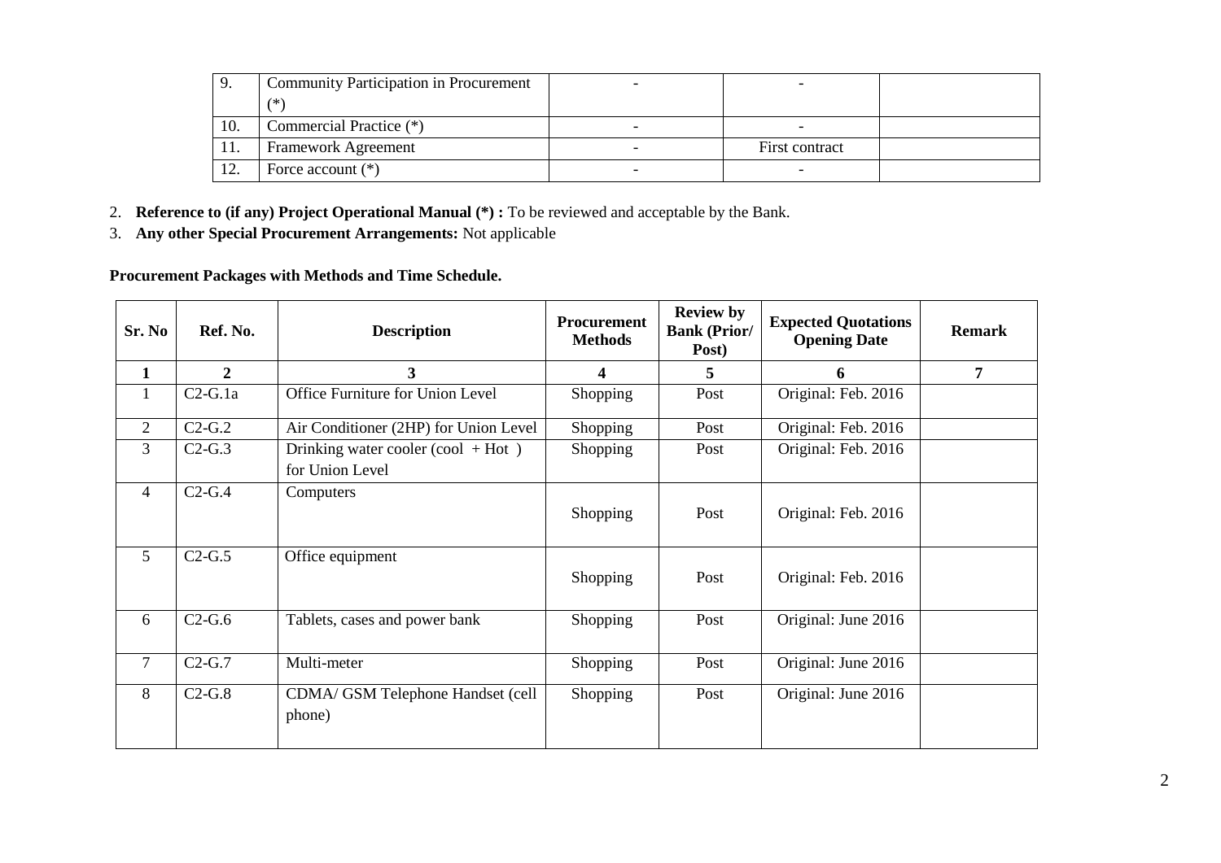| 9. | Community Participation in Procurement (*) | - | - | |
|---|---|---|---|---|
| 10. | Commercial Practice (*) | - | - | |
| 11. | Framework Agreement | - | First contract | |
| 12. | Force account (*) | - | - | |

2. **Reference to (if any) Project Operational Manual (*) :** To be reviewed and acceptable by the Bank.
3. **Any other Special Procurement Arrangements:** Not applicable

**Procurement Packages with Methods and Time Schedule.**

| Sr. No | Ref. No. | Description | Procurement Methods | Review by Bank (Prior/ Post) | Expected Quotations Opening Date | Remark |
|---|---|---|---|---|---|---|
| **1** | **2** | **3** | **4** | **5** | **6** | **7** |
| 1 | C2-G.1a | Office Furniture for Union Level | Shopping | Post | Original: Feb. 2016 | |
| 2 | C2-G.2 | Air Conditioner (2HP) for Union Level | Shopping | Post | Original: Feb. 2016 | |
| 3 | C2-G.3 | Drinking water cooler (cool + Hot ) for Union Level | Shopping | Post | Original: Feb. 2016 | |
| 4 | C2-G.4 | Computers | Shopping | Post | Original: Feb. 2016 | |
| 5 | C2-G.5 | Office equipment | Shopping | Post | Original: Feb. 2016 | |
| 6 | C2-G.6 | Tablets, cases and power bank | Shopping | Post | Original: June 2016 | |
| 7 | C2-G.7 | Multi-meter | Shopping | Post | Original: June 2016 | |
| 8 | C2-G.8 | CDMA/ GSM Telephone Handset (cell phone) | Shopping | Post | Original: June 2016 | |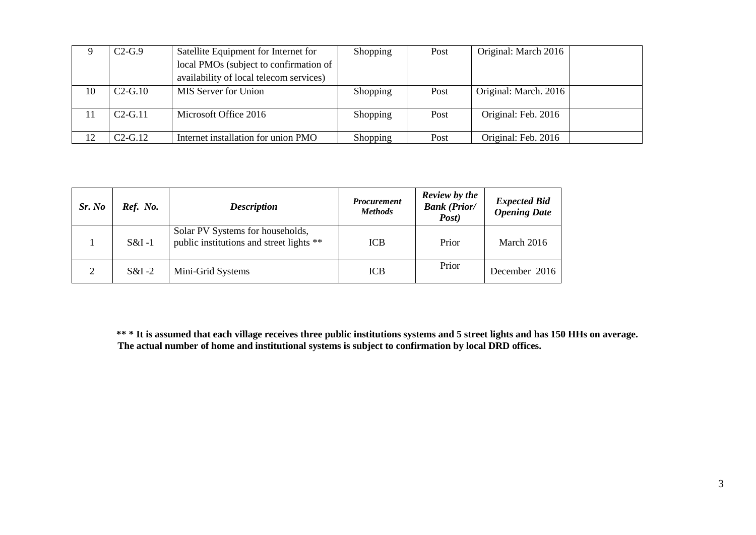| | | | | | | |
|---|---|---|---|---|---|---|
| 9 | C2-G.9 | Satellite Equipment for Internet for local PMOs (subject to confirmation of availability of local telecom services) | Shopping | Post | Original: March 2016 | |
| 10 | C2-G.10 | MIS Server for Union | Shopping | Post | Original: March. 2016 | |
| 11 | C2-G.11 | Microsoft Office 2016 | Shopping | Post | Original: Feb. 2016 | |
| 12 | C2-G.12 | Internet installation for union PMO | Shopping | Post | Original: Feb. 2016 | |

| *Sr. No* | *Ref. No.* | *Description* | *Procurement Methods* | *Review by the Bank (Prior/ Post)* | *Expected Bid Opening Date* |
|---|---|---|---|---|---|
| 1 | S&I -1 | Solar PV Systems for households, public institutions and street lights ** | ICB | Prior | March 2016 |
| 2 | S&I -2 | Mini-Grid Systems | ICB | Prior | December 2016 |

**** * It is assumed that each village receives three public institutions systems and 5 street lights and has 150 HHs on average. The actual number of home and institutional systems is subject to confirmation by local DRD offices.**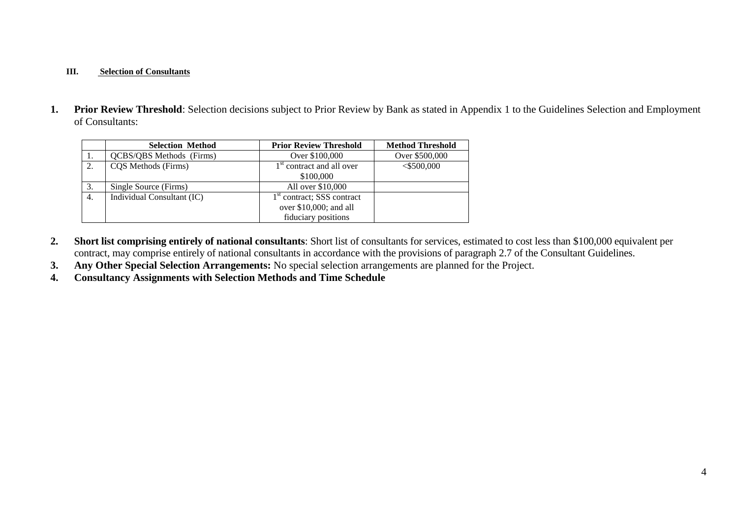### III. Selection of Consultants

1. **Prior Review Threshold**: Selection decisions subject to Prior Review by Bank as stated in Appendix 1 to the Guidelines Selection and Employment of Consultants:

| | Selection Method | Prior Review Threshold | Method Threshold |
|---|---|---|---|
| 1. | QCBS/QBS Methods (Firms) | Over $100,000 | Over $500,000 |
| 2. | CQS Methods (Firms) | 1st contract and all over $100,000 | <$500,000 |
| 3. | Single Source (Firms) | All over $10,000 | |
| 4. | Individual Consultant (IC) | 1st contract; SSS contract over $10,000; and all fiduciary positions | |

2. **Short list comprising entirely of national consultants**: Short list of consultants for services, estimated to cost less than $100,000 equivalent per contract, may comprise entirely of national consultants in accordance with the provisions of paragraph 2.7 of the Consultant Guidelines.
3. **Any Other Special Selection Arrangements:** No special selection arrangements are planned for the Project.
4. **Consultancy Assignments with Selection Methods and Time Schedule**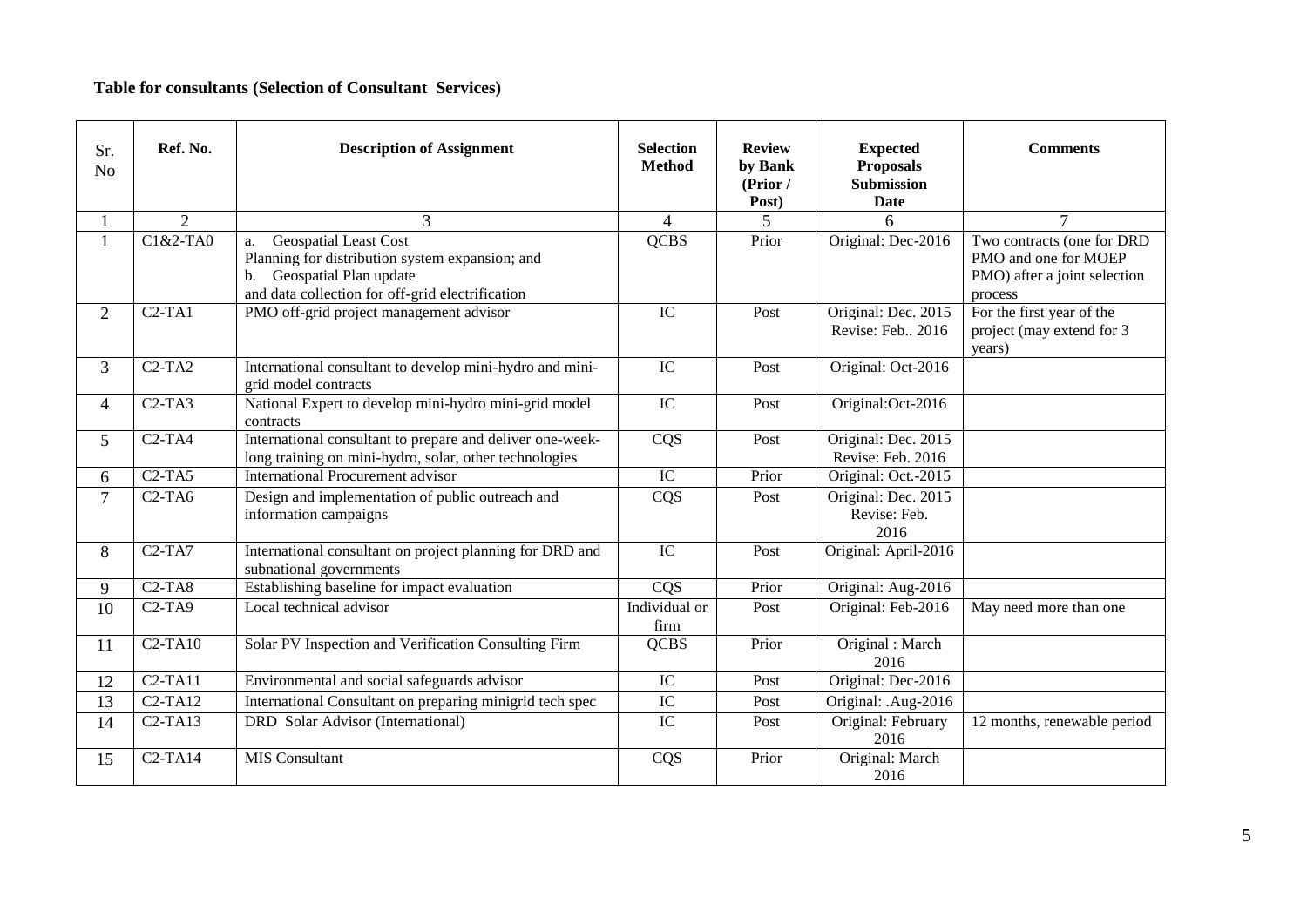**Table for consultants (Selection of Consultant Services)**

| Sr. No | Ref. No. | Description of Assignment | Selection Method | Review by Bank (Prior / Post) | Expected Proposals Submission Date | Comments |
|---|---|---|---|---|---|---|
| 1 | 2 | 3 | 4 | 5 | 6 | 7 |
| 1 | C1&2-TA0 | a. Geospatial Least Cost Planning for distribution system expansion; and b. Geospatial Plan update and data collection for off-grid electrification | QCBS | Prior | Original: Dec-2016 | Two contracts (one for DRD PMO and one for MOEP PMO) after a joint selection process |
| 2 | C2-TA1 | PMO off-grid project management advisor | IC | Post | Original: Dec. 2015 Revise: Feb.. 2016 | For the first year of the project (may extend for 3 years) |
| 3 | C2-TA2 | International consultant to develop mini-hydro and mini-grid model contracts | IC | Post | Original: Oct-2016 | |
| 4 | C2-TA3 | National Expert to develop mini-hydro mini-grid model contracts | IC | Post | Original:Oct-2016 | |
| 5 | C2-TA4 | International consultant to prepare and deliver one-week-long training on mini-hydro, solar, other technologies | CQS | Post | Original: Dec. 2015 Revise: Feb. 2016 | |
| 6 | C2-TA5 | International Procurement advisor | IC | Prior | Original: Oct.-2015 | |
| 7 | C2-TA6 | Design and implementation of public outreach and information campaigns | CQS | Post | Original: Dec. 2015 Revise: Feb. 2016 | |
| 8 | C2-TA7 | International consultant on project planning for DRD and subnational governments | IC | Post | Original: April-2016 | |
| 9 | C2-TA8 | Establishing baseline for impact evaluation | CQS | Prior | Original: Aug-2016 | |
| 10 | C2-TA9 | Local technical advisor | Individual or firm | Post | Original: Feb-2016 | May need more than one |
| 11 | C2-TA10 | Solar PV Inspection and Verification Consulting Firm | QCBS | Prior | Original : March 2016 | |
| 12 | C2-TA11 | Environmental and social safeguards advisor | IC | Post | Original: Dec-2016 | |
| 13 | C2-TA12 | International Consultant on preparing minigrid tech spec | IC | Post | Original: .Aug-2016 | |
| 14 | C2-TA13 | DRD Solar Advisor (International) | IC | Post | Original: February 2016 | 12 months, renewable period |
| 15 | C2-TA14 | MIS Consultant | CQS | Prior | Original: March 2016 | |